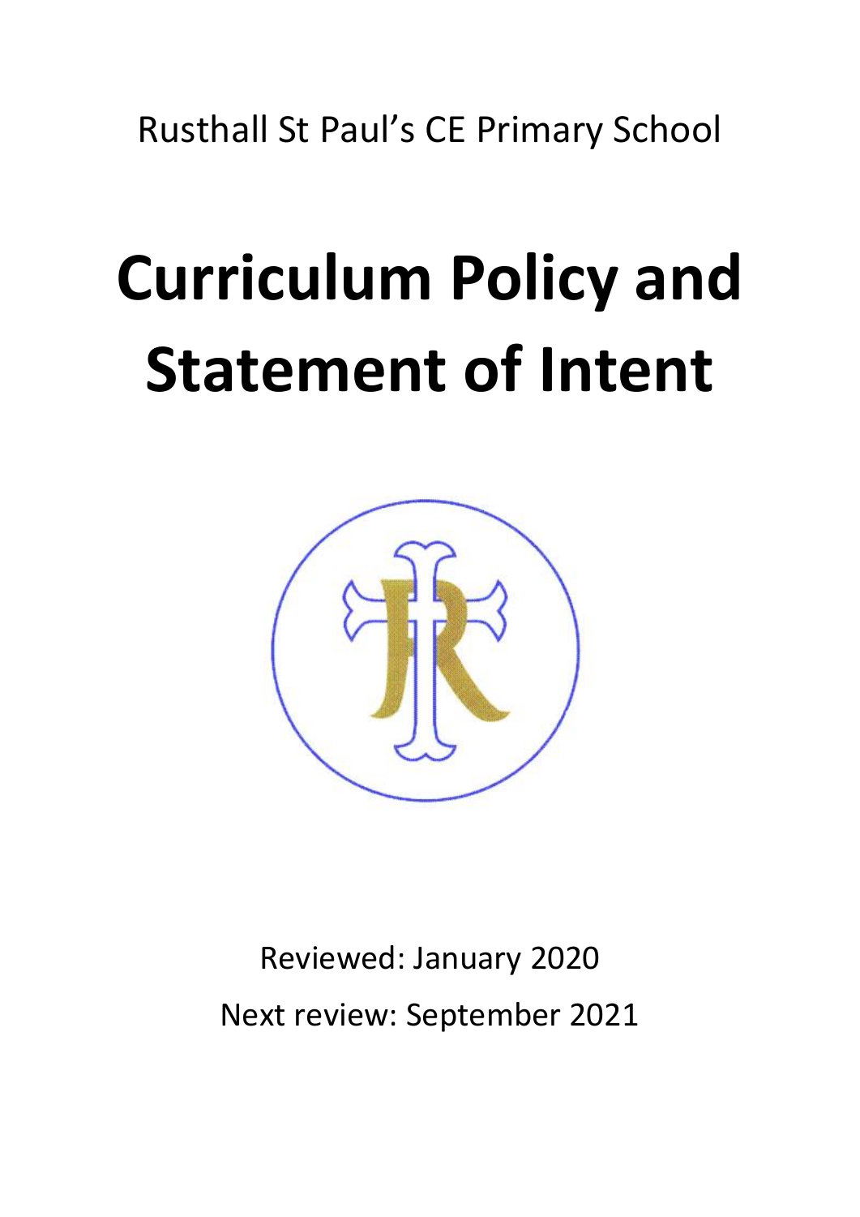Rusthall St Paul's CE Primary School

# Curriculum Policy and Statement of Intent

Reviewed: January 2020

Next review: September 2021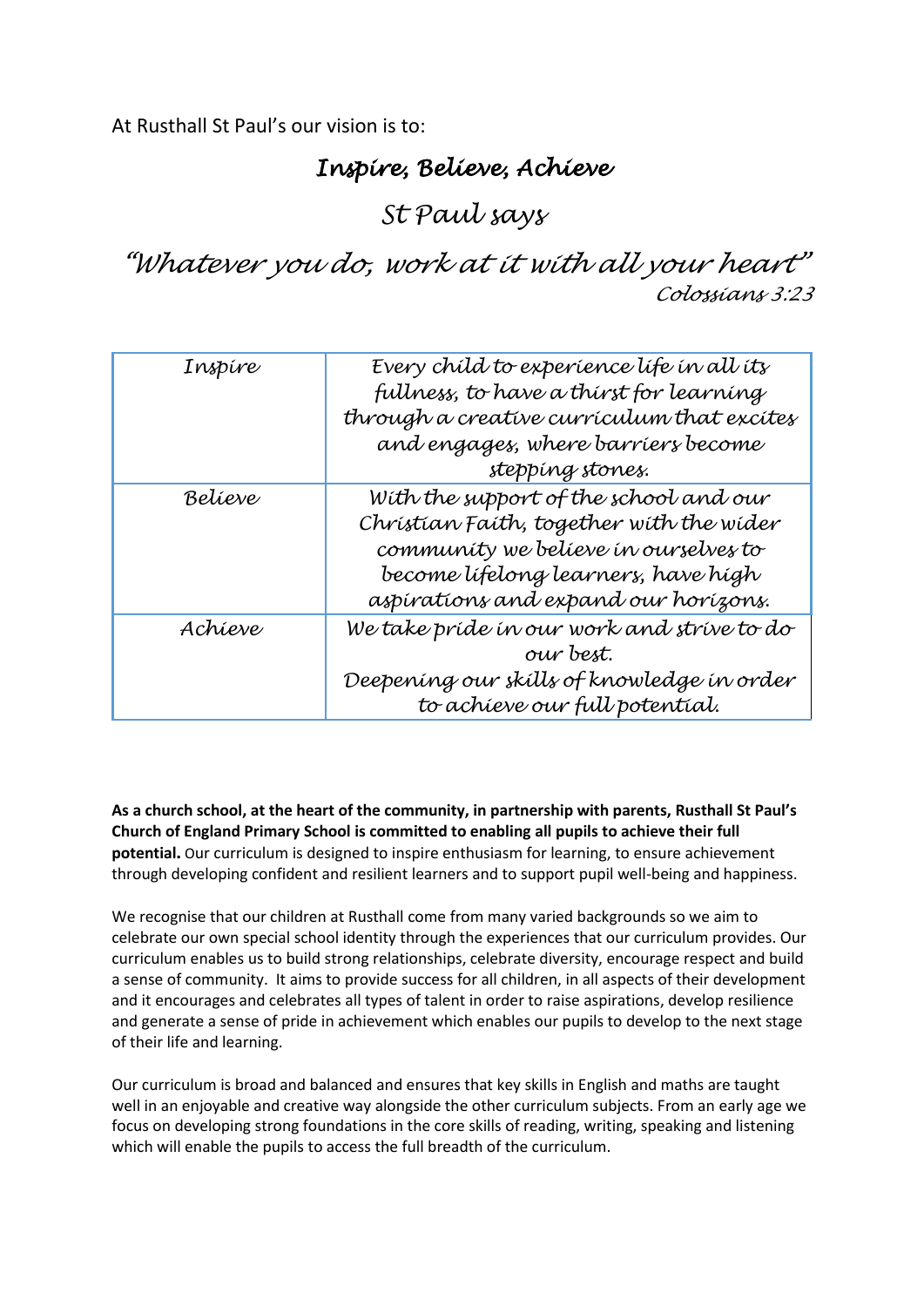At Rusthall St Paul's our vision is to:

## *Inspire, Believe, Achieve*

## *St Paul says*

## *"Whatever you do, work at it with all your heart"*

*Colossians 3:23*

| | |
|---|---|
| *Inspire* | *Every child to experience life in all its fullness, to have a thirst for learning through a creative curriculum that excites and engages, where barriers become stepping stones.* |
| *Believe* | *With the support of the school and our Christian Faith, together with the wider community we believe in ourselves to become lifelong learners, have high aspirations and expand our horizons.* |
| *Achieve* | *We take pride in our work and strive to do our best.*<br>*Deepening our skills of knowledge in order to achieve our full potential.* |

**As a church school, at the heart of the community, in partnership with parents, Rusthall St Paul's Church of England Primary School is committed to enabling all pupils to achieve their full potential.** Our curriculum is designed to inspire enthusiasm for learning, to ensure achievement through developing confident and resilient learners and to support pupil well-being and happiness.

We recognise that our children at Rusthall come from many varied backgrounds so we aim to celebrate our own special school identity through the experiences that our curriculum provides. Our curriculum enables us to build strong relationships, celebrate diversity, encourage respect and build a sense of community. It aims to provide success for all children, in all aspects of their development and it encourages and celebrates all types of talent in order to raise aspirations, develop resilience and generate a sense of pride in achievement which enables our pupils to develop to the next stage of their life and learning.

Our curriculum is broad and balanced and ensures that key skills in English and maths are taught well in an enjoyable and creative way alongside the other curriculum subjects. From an early age we focus on developing strong foundations in the core skills of reading, writing, speaking and listening which will enable the pupils to access the full breadth of the curriculum.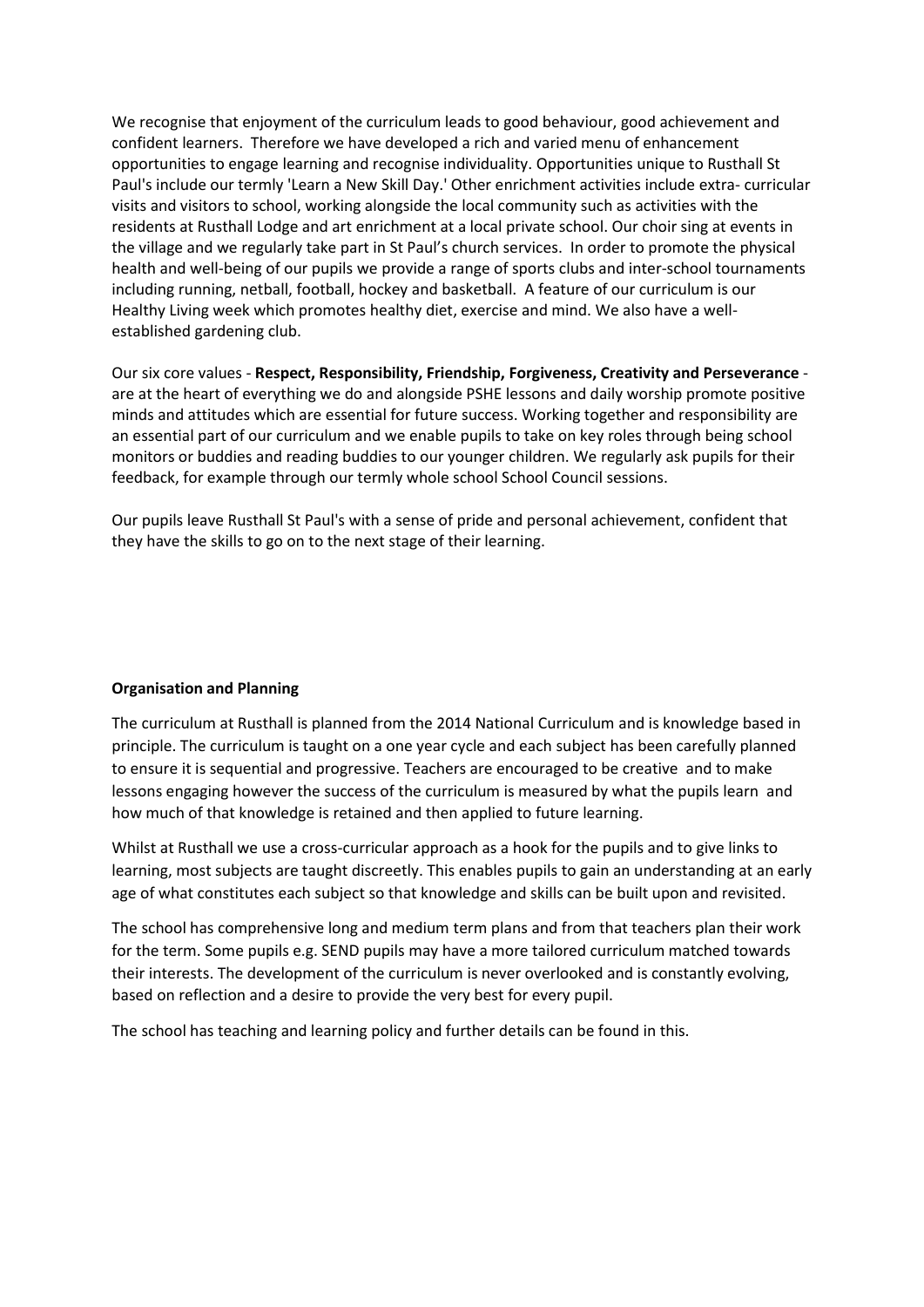We recognise that enjoyment of the curriculum leads to good behaviour, good achievement and confident learners. Therefore we have developed a rich and varied menu of enhancement opportunities to engage learning and recognise individuality. Opportunities unique to Rusthall St Paul's include our termly 'Learn a New Skill Day.' Other enrichment activities include extra- curricular visits and visitors to school, working alongside the local community such as activities with the residents at Rusthall Lodge and art enrichment at a local private school. Our choir sing at events in the village and we regularly take part in St Paul's church services. In order to promote the physical health and well-being of our pupils we provide a range of sports clubs and inter-school tournaments including running, netball, football, hockey and basketball. A feature of our curriculum is our Healthy Living week which promotes healthy diet, exercise and mind. We also have a well-established gardening club.

Our six core values - **Respect, Responsibility, Friendship, Forgiveness, Creativity and Perseverance** - are at the heart of everything we do and alongside PSHE lessons and daily worship promote positive minds and attitudes which are essential for future success. Working together and responsibility are an essential part of our curriculum and we enable pupils to take on key roles through being school monitors or buddies and reading buddies to our younger children. We regularly ask pupils for their feedback, for example through our termly whole school School Council sessions.

Our pupils leave Rusthall St Paul's with a sense of pride and personal achievement, confident that they have the skills to go on to the next stage of their learning.

**Organisation and Planning**

The curriculum at Rusthall is planned from the 2014 National Curriculum and is knowledge based in principle. The curriculum is taught on a one year cycle and each subject has been carefully planned to ensure it is sequential and progressive. Teachers are encouraged to be creative and to make lessons engaging however the success of the curriculum is measured by what the pupils learn and how much of that knowledge is retained and then applied to future learning.

Whilst at Rusthall we use a cross-curricular approach as a hook for the pupils and to give links to learning, most subjects are taught discreetly. This enables pupils to gain an understanding at an early age of what constitutes each subject so that knowledge and skills can be built upon and revisited.

The school has comprehensive long and medium term plans and from that teachers plan their work for the term. Some pupils e.g. SEND pupils may have a more tailored curriculum matched towards their interests. The development of the curriculum is never overlooked and is constantly evolving, based on reflection and a desire to provide the very best for every pupil.

The school has teaching and learning policy and further details can be found in this.